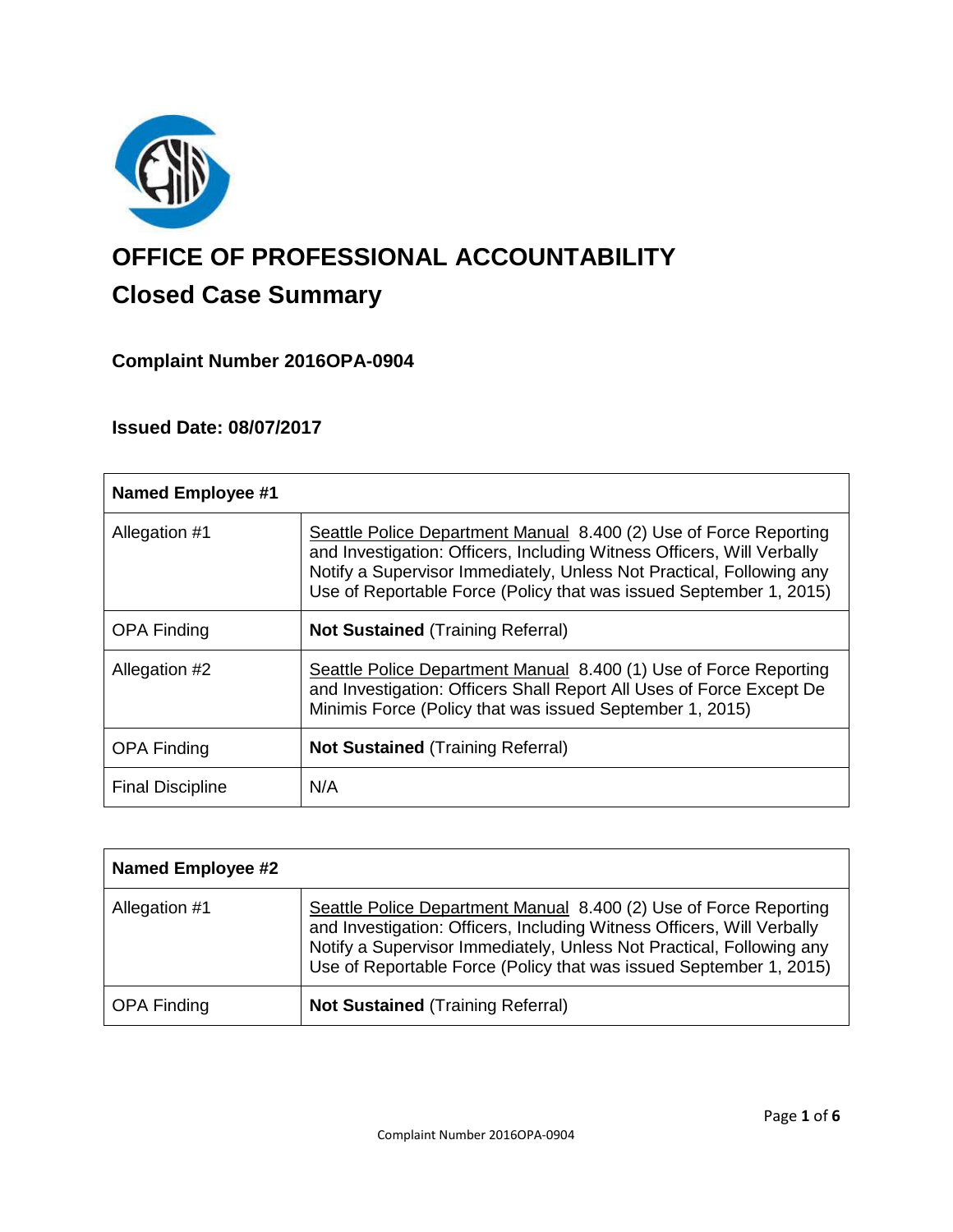# OFFICE OF PROFESSIONAL ACCOUNTABILITY

## Closed Case Summary

### Complaint Number 2016OPA-0904

### Issued Date: 08/07/2017

| **Named Employee #1** | |
|---|---|
| Allegation #1 | Seattle Police Department Manual 8.400 (2) Use of Force Reporting and Investigation: Officers, Including Witness Officers, Will Verbally Notify a Supervisor Immediately, Unless Not Practical, Following any Use of Reportable Force (Policy that was issued September 1, 2015) |
| OPA Finding | **Not Sustained** (Training Referral) |
| Allegation #2 | Seattle Police Department Manual 8.400 (1) Use of Force Reporting and Investigation: Officers Shall Report All Uses of Force Except De Minimis Force (Policy that was issued September 1, 2015) |
| OPA Finding | **Not Sustained** (Training Referral) |
| Final Discipline | N/A |

| **Named Employee #2** | |
|---|---|
| Allegation #1 | Seattle Police Department Manual 8.400 (2) Use of Force Reporting and Investigation: Officers, Including Witness Officers, Will Verbally Notify a Supervisor Immediately, Unless Not Practical, Following any Use of Reportable Force (Policy that was issued September 1, 2015) |
| OPA Finding | **Not Sustained** (Training Referral) |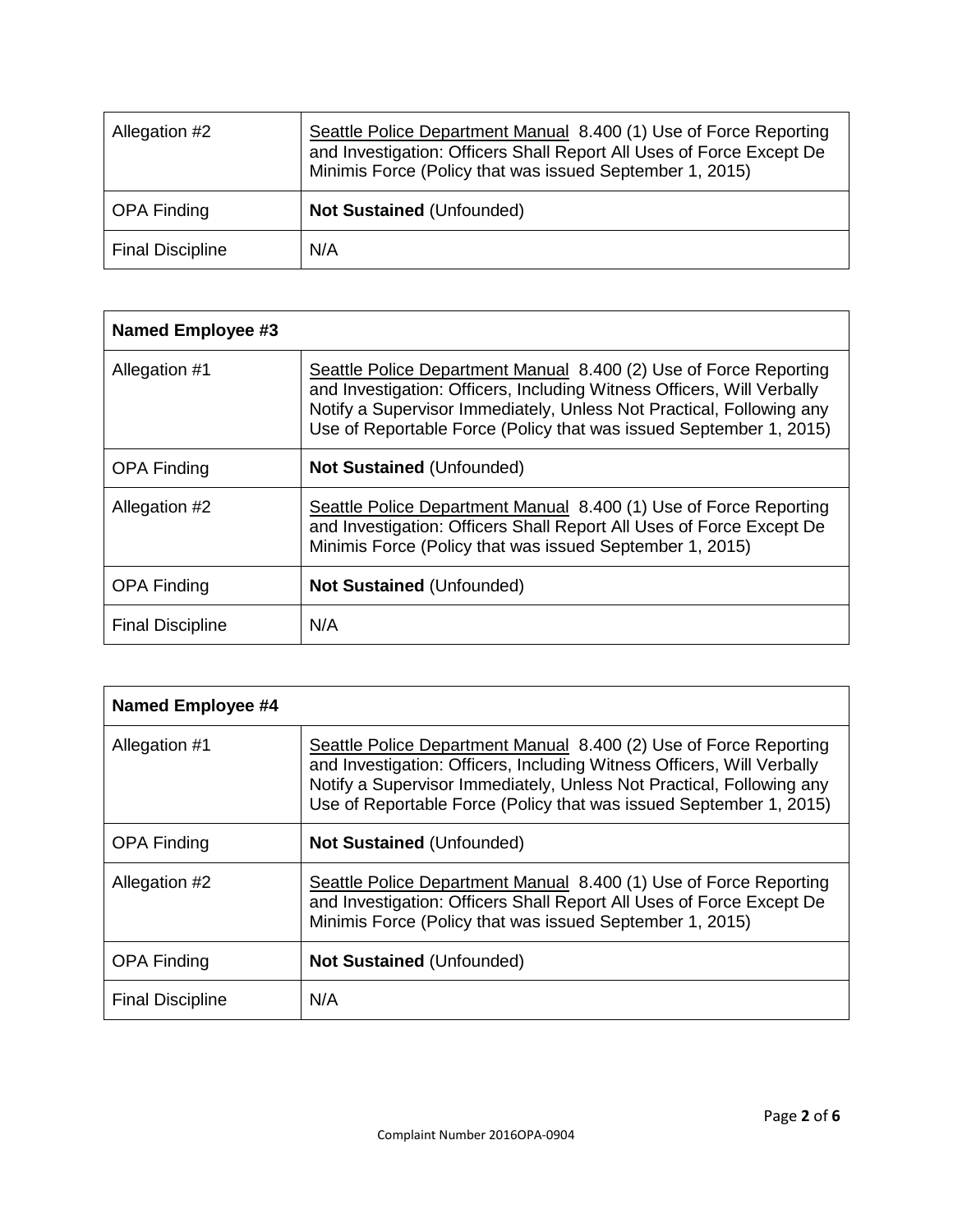| Allegation #2 | Seattle Police Department Manual 8.400 (1) Use of Force Reporting and Investigation: Officers Shall Report All Uses of Force Except De Minimis Force (Policy that was issued September 1, 2015) |
|---|---|
| OPA Finding | **Not Sustained** (Unfounded) |
| Final Discipline | N/A |

| **Named Employee #3** | |
|---|---|
| Allegation #1 | Seattle Police Department Manual 8.400 (2) Use of Force Reporting and Investigation: Officers, Including Witness Officers, Will Verbally Notify a Supervisor Immediately, Unless Not Practical, Following any Use of Reportable Force (Policy that was issued September 1, 2015) |
| OPA Finding | **Not Sustained** (Unfounded) |
| Allegation #2 | Seattle Police Department Manual 8.400 (1) Use of Force Reporting and Investigation: Officers Shall Report All Uses of Force Except De Minimis Force (Policy that was issued September 1, 2015) |
| OPA Finding | **Not Sustained** (Unfounded) |
| Final Discipline | N/A |

| **Named Employee #4** | |
|---|---|
| Allegation #1 | Seattle Police Department Manual 8.400 (2) Use of Force Reporting and Investigation: Officers, Including Witness Officers, Will Verbally Notify a Supervisor Immediately, Unless Not Practical, Following any Use of Reportable Force (Policy that was issued September 1, 2015) |
| OPA Finding | **Not Sustained** (Unfounded) |
| Allegation #2 | Seattle Police Department Manual 8.400 (1) Use of Force Reporting and Investigation: Officers Shall Report All Uses of Force Except De Minimis Force (Policy that was issued September 1, 2015) |
| OPA Finding | **Not Sustained** (Unfounded) |
| Final Discipline | N/A |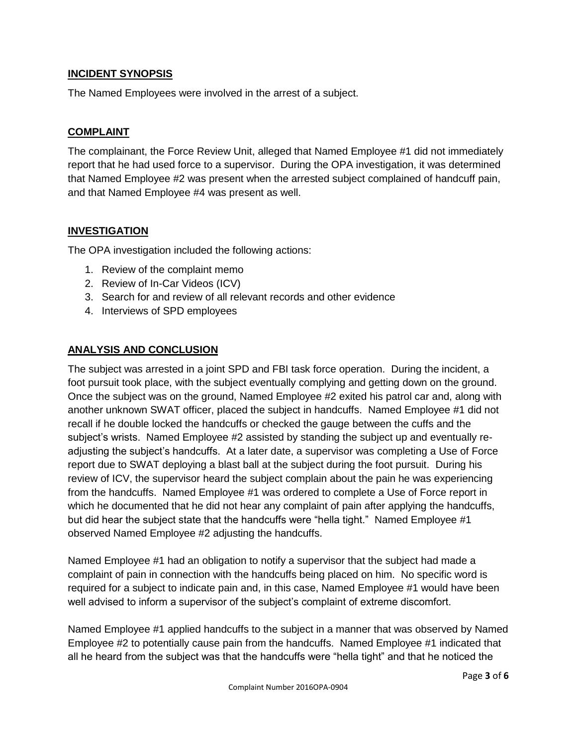## INCIDENT SYNOPSIS

The Named Employees were involved in the arrest of a subject.

## COMPLAINT

The complainant, the Force Review Unit, alleged that Named Employee #1 did not immediately report that he had used force to a supervisor. During the OPA investigation, it was determined that Named Employee #2 was present when the arrested subject complained of handcuff pain, and that Named Employee #4 was present as well.

## INVESTIGATION

The OPA investigation included the following actions:

1. Review of the complaint memo
2. Review of In-Car Videos (ICV)
3. Search for and review of all relevant records and other evidence
4. Interviews of SPD employees

## ANALYSIS AND CONCLUSION

The subject was arrested in a joint SPD and FBI task force operation. During the incident, a foot pursuit took place, with the subject eventually complying and getting down on the ground. Once the subject was on the ground, Named Employee #2 exited his patrol car and, along with another unknown SWAT officer, placed the subject in handcuffs. Named Employee #1 did not recall if he double locked the handcuffs or checked the gauge between the cuffs and the subject's wrists. Named Employee #2 assisted by standing the subject up and eventually re-adjusting the subject's handcuffs. At a later date, a supervisor was completing a Use of Force report due to SWAT deploying a blast ball at the subject during the foot pursuit. During his review of ICV, the supervisor heard the subject complain about the pain he was experiencing from the handcuffs. Named Employee #1 was ordered to complete a Use of Force report in which he documented that he did not hear any complaint of pain after applying the handcuffs, but did hear the subject state that the handcuffs were "hella tight." Named Employee #1 observed Named Employee #2 adjusting the handcuffs.

Named Employee #1 had an obligation to notify a supervisor that the subject had made a complaint of pain in connection with the handcuffs being placed on him. No specific word is required for a subject to indicate pain and, in this case, Named Employee #1 would have been well advised to inform a supervisor of the subject's complaint of extreme discomfort.

Named Employee #1 applied handcuffs to the subject in a manner that was observed by Named Employee #2 to potentially cause pain from the handcuffs. Named Employee #1 indicated that all he heard from the subject was that the handcuffs were "hella tight" and that he noticed the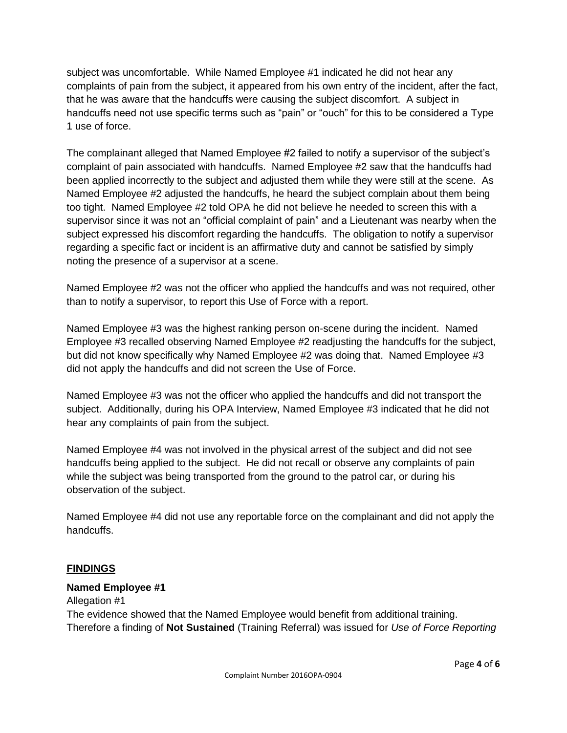subject was uncomfortable. While Named Employee #1 indicated he did not hear any complaints of pain from the subject, it appeared from his own entry of the incident, after the fact, that he was aware that the handcuffs were causing the subject discomfort. A subject in handcuffs need not use specific terms such as "pain" or "ouch" for this to be considered a Type 1 use of force.

The complainant alleged that Named Employee #2 failed to notify a supervisor of the subject's complaint of pain associated with handcuffs. Named Employee #2 saw that the handcuffs had been applied incorrectly to the subject and adjusted them while they were still at the scene. As Named Employee #2 adjusted the handcuffs, he heard the subject complain about them being too tight. Named Employee #2 told OPA he did not believe he needed to screen this with a supervisor since it was not an "official complaint of pain" and a Lieutenant was nearby when the subject expressed his discomfort regarding the handcuffs. The obligation to notify a supervisor regarding a specific fact or incident is an affirmative duty and cannot be satisfied by simply noting the presence of a supervisor at a scene.

Named Employee #2 was not the officer who applied the handcuffs and was not required, other than to notify a supervisor, to report this Use of Force with a report.

Named Employee #3 was the highest ranking person on-scene during the incident. Named Employee #3 recalled observing Named Employee #2 readjusting the handcuffs for the subject, but did not know specifically why Named Employee #2 was doing that. Named Employee #3 did not apply the handcuffs and did not screen the Use of Force.

Named Employee #3 was not the officer who applied the handcuffs and did not transport the subject. Additionally, during his OPA Interview, Named Employee #3 indicated that he did not hear any complaints of pain from the subject.

Named Employee #4 was not involved in the physical arrest of the subject and did not see handcuffs being applied to the subject. He did not recall or observe any complaints of pain while the subject was being transported from the ground to the patrol car, or during his observation of the subject.

Named Employee #4 did not use any reportable force on the complainant and did not apply the handcuffs.

## FINDINGS

**Named Employee #1**

Allegation #1

The evidence showed that the Named Employee would benefit from additional training. Therefore a finding of **Not Sustained** (Training Referral) was issued for *Use of Force Reporting*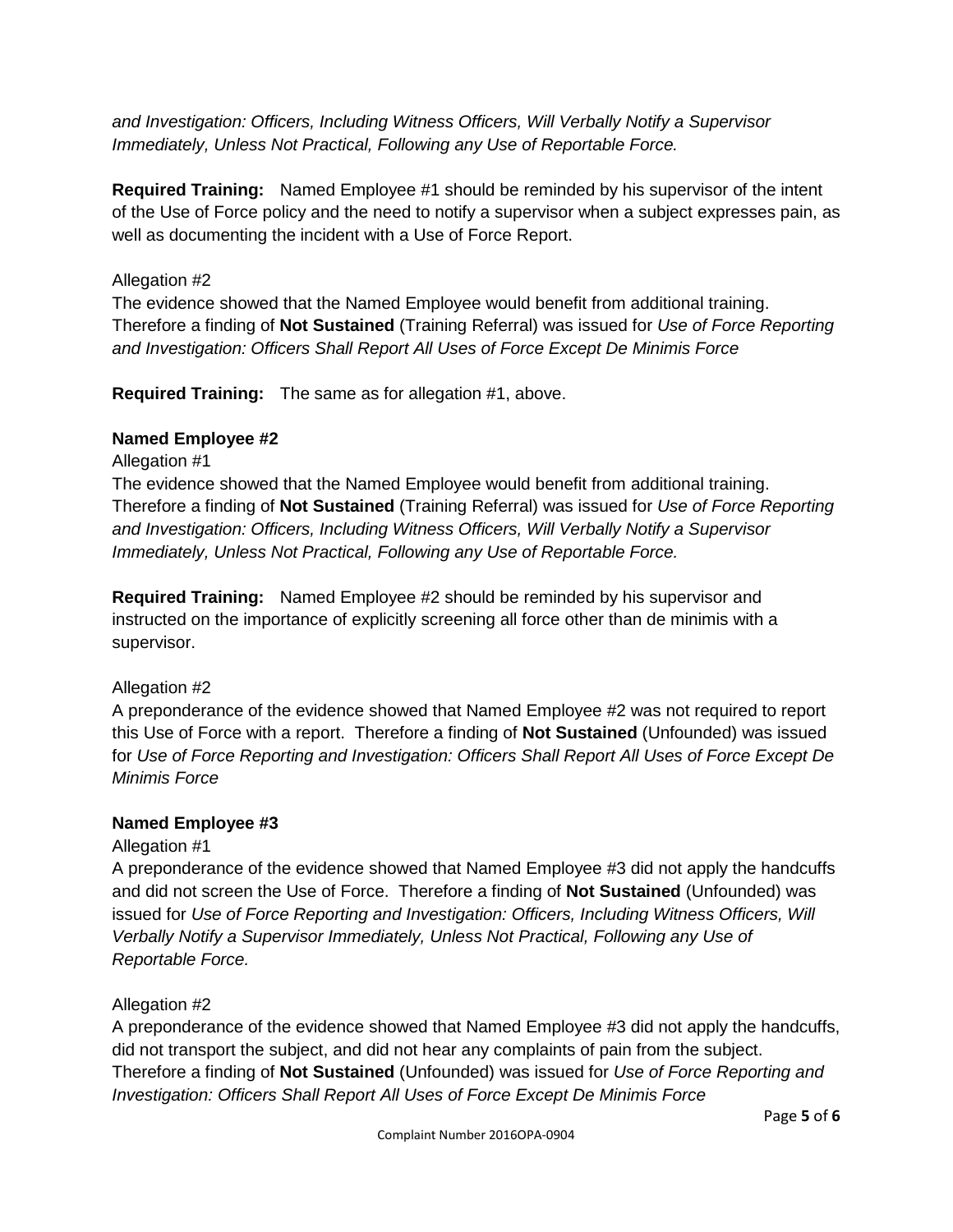*and Investigation: Officers, Including Witness Officers, Will Verbally Notify a Supervisor Immediately, Unless Not Practical, Following any Use of Reportable Force.*

**Required Training:** Named Employee #1 should be reminded by his supervisor of the intent of the Use of Force policy and the need to notify a supervisor when a subject expresses pain, as well as documenting the incident with a Use of Force Report.

Allegation #2
The evidence showed that the Named Employee would benefit from additional training. Therefore a finding of **Not Sustained** (Training Referral) was issued for *Use of Force Reporting and Investigation: Officers Shall Report All Uses of Force Except De Minimis Force*

**Required Training:** The same as for allegation #1, above.

**Named Employee #2**

Allegation #1
The evidence showed that the Named Employee would benefit from additional training. Therefore a finding of **Not Sustained** (Training Referral) was issued for *Use of Force Reporting and Investigation: Officers, Including Witness Officers, Will Verbally Notify a Supervisor Immediately, Unless Not Practical, Following any Use of Reportable Force.*

**Required Training:** Named Employee #2 should be reminded by his supervisor and instructed on the importance of explicitly screening all force other than de minimis with a supervisor.

Allegation #2
A preponderance of the evidence showed that Named Employee #2 was not required to report this Use of Force with a report. Therefore a finding of **Not Sustained** (Unfounded) was issued for *Use of Force Reporting and Investigation: Officers Shall Report All Uses of Force Except De Minimis Force*

**Named Employee #3**

Allegation #1
A preponderance of the evidence showed that Named Employee #3 did not apply the handcuffs and did not screen the Use of Force. Therefore a finding of **Not Sustained** (Unfounded) was issued for *Use of Force Reporting and Investigation: Officers, Including Witness Officers, Will Verbally Notify a Supervisor Immediately, Unless Not Practical, Following any Use of Reportable Force.*

Allegation #2
A preponderance of the evidence showed that Named Employee #3 did not apply the handcuffs, did not transport the subject, and did not hear any complaints of pain from the subject. Therefore a finding of **Not Sustained** (Unfounded) was issued for *Use of Force Reporting and Investigation: Officers Shall Report All Uses of Force Except De Minimis Force*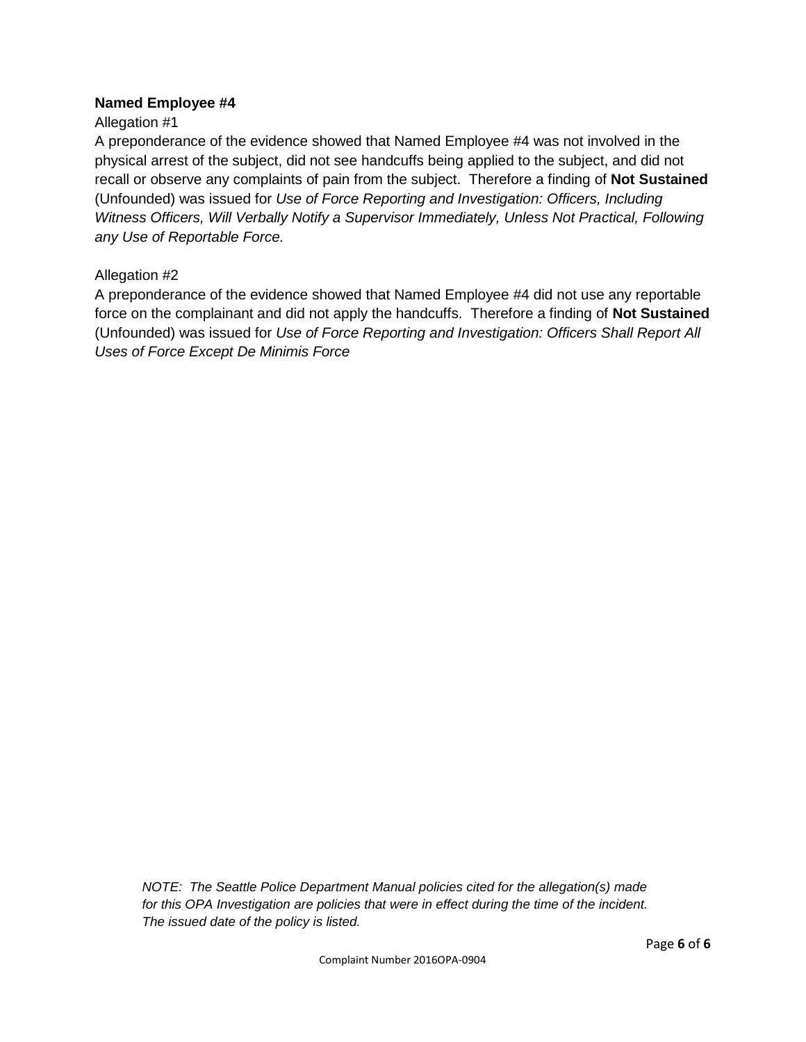**Named Employee #4**

Allegation #1

A preponderance of the evidence showed that Named Employee #4 was not involved in the physical arrest of the subject, did not see handcuffs being applied to the subject, and did not recall or observe any complaints of pain from the subject. Therefore a finding of **Not Sustained** (Unfounded) was issued for *Use of Force Reporting and Investigation: Officers, Including Witness Officers, Will Verbally Notify a Supervisor Immediately, Unless Not Practical, Following any Use of Reportable Force.*

Allegation #2

A preponderance of the evidence showed that Named Employee #4 did not use any reportable force on the complainant and did not apply the handcuffs. Therefore a finding of **Not Sustained** (Unfounded) was issued for *Use of Force Reporting and Investigation: Officers Shall Report All Uses of Force Except De Minimis Force*

*NOTE: The Seattle Police Department Manual policies cited for the allegation(s) made for this OPA Investigation are policies that were in effect during the time of the incident. The issued date of the policy is listed.*

Complaint Number 2016OPA-0904